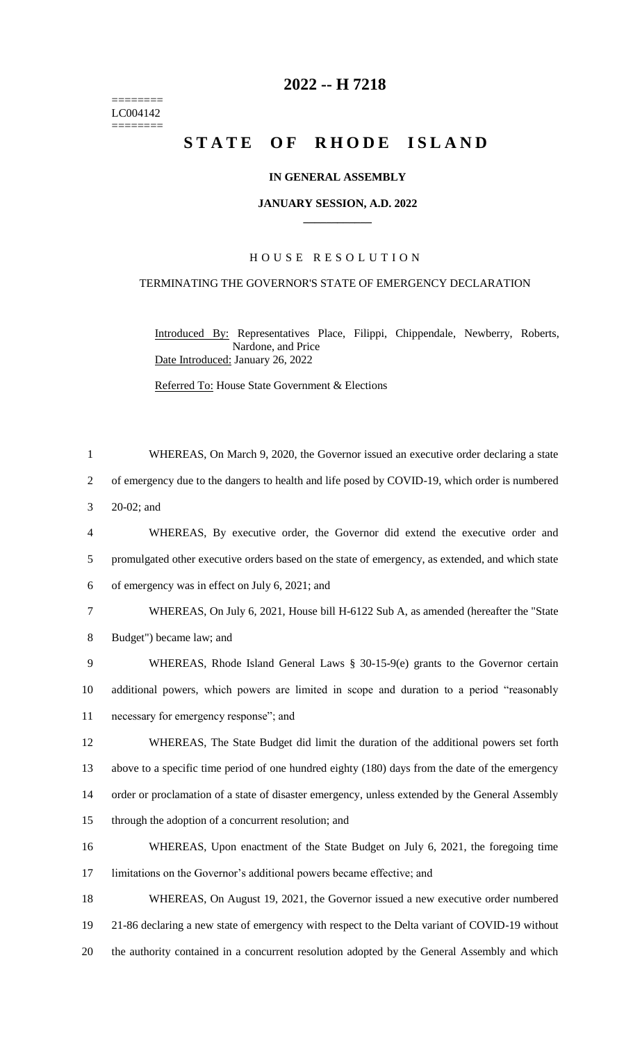========
LC004142
========

# 2022 -- H 7218

# STATE OF RHODE ISLAND

**IN GENERAL ASSEMBLY**

**JANUARY SESSION, A.D. 2022**

## HOUSE RESOLUTION

TERMINATING THE GOVERNOR'S STATE OF EMERGENCY DECLARATION

Introduced By: Representatives Place, Filippi, Chippendale, Newberry, Roberts, Nardone, and Price

Date Introduced: January 26, 2022

Referred To: House State Government & Elections

WHEREAS, On March 9, 2020, the Governor issued an executive order declaring a state of emergency due to the dangers to health and life posed by COVID-19, which order is numbered 20-02; and

WHEREAS, By executive order, the Governor did extend the executive order and promulgated other executive orders based on the state of emergency, as extended, and which state of emergency was in effect on July 6, 2021; and

WHEREAS, On July 6, 2021, House bill H-6122 Sub A, as amended (hereafter the "State Budget") became law; and

WHEREAS, Rhode Island General Laws § 30-15-9(e) grants to the Governor certain additional powers, which powers are limited in scope and duration to a period "reasonably necessary for emergency response"; and

WHEREAS, The State Budget did limit the duration of the additional powers set forth above to a specific time period of one hundred eighty (180) days from the date of the emergency order or proclamation of a state of disaster emergency, unless extended by the General Assembly through the adoption of a concurrent resolution; and

WHEREAS, Upon enactment of the State Budget on July 6, 2021, the foregoing time limitations on the Governor's additional powers became effective; and

WHEREAS, On August 19, 2021, the Governor issued a new executive order numbered 21-86 declaring a new state of emergency with respect to the Delta variant of COVID-19 without the authority contained in a concurrent resolution adopted by the General Assembly and which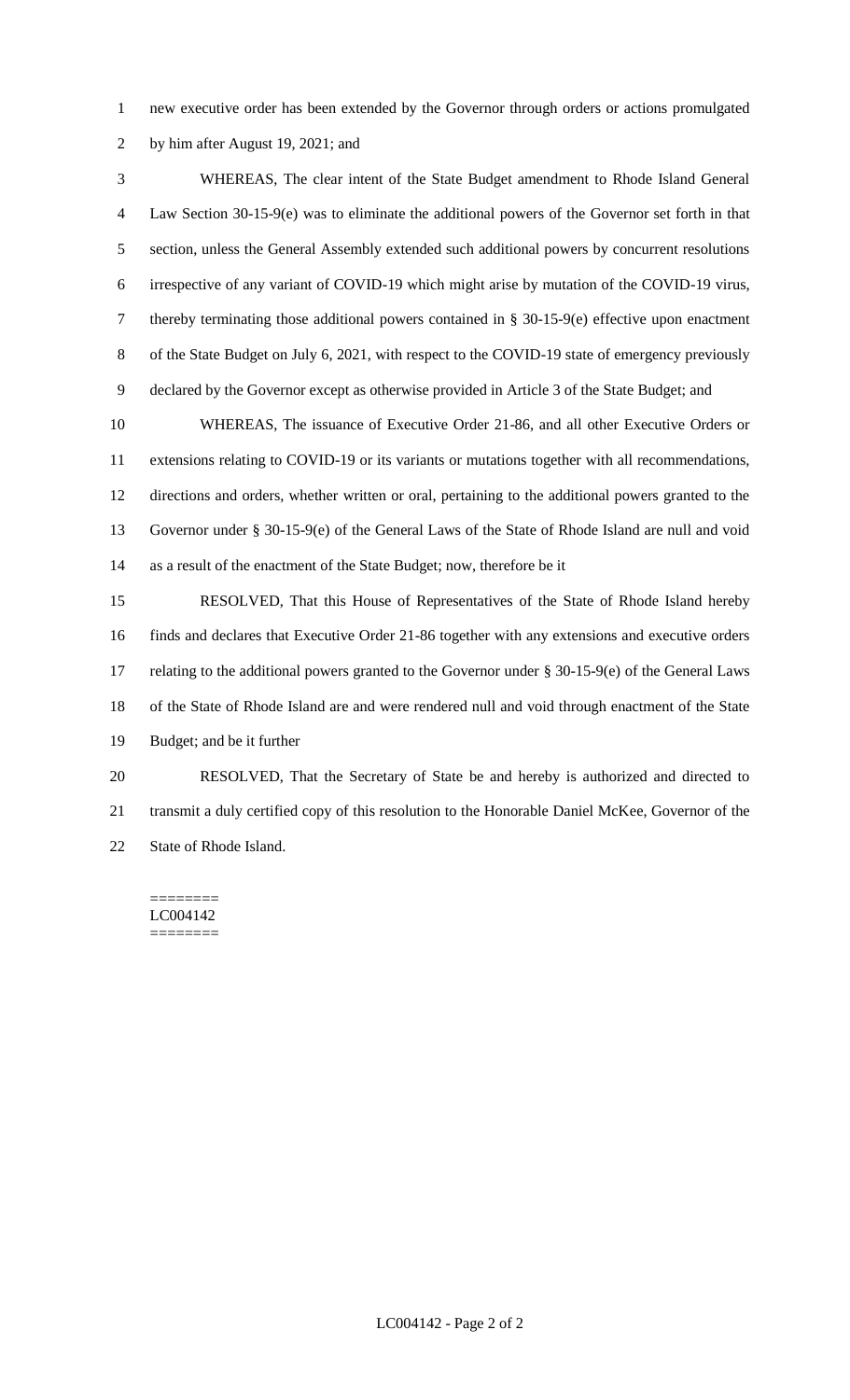new executive order has been extended by the Governor through orders or actions promulgated by him after August 19, 2021; and

WHEREAS, The clear intent of the State Budget amendment to Rhode Island General Law Section 30-15-9(e) was to eliminate the additional powers of the Governor set forth in that section, unless the General Assembly extended such additional powers by concurrent resolutions irrespective of any variant of COVID-19 which might arise by mutation of the COVID-19 virus, thereby terminating those additional powers contained in § 30-15-9(e) effective upon enactment of the State Budget on July 6, 2021, with respect to the COVID-19 state of emergency previously declared by the Governor except as otherwise provided in Article 3 of the State Budget; and

WHEREAS, The issuance of Executive Order 21-86, and all other Executive Orders or extensions relating to COVID-19 or its variants or mutations together with all recommendations, directions and orders, whether written or oral, pertaining to the additional powers granted to the Governor under § 30-15-9(e) of the General Laws of the State of Rhode Island are null and void as a result of the enactment of the State Budget; now, therefore be it

RESOLVED, That this House of Representatives of the State of Rhode Island hereby finds and declares that Executive Order 21-86 together with any extensions and executive orders relating to the additional powers granted to the Governor under § 30-15-9(e) of the General Laws of the State of Rhode Island are and were rendered null and void through enactment of the State Budget; and be it further

RESOLVED, That the Secretary of State be and hereby is authorized and directed to transmit a duly certified copy of this resolution to the Honorable Daniel McKee, Governor of the State of Rhode Island.

========
LC004142
========